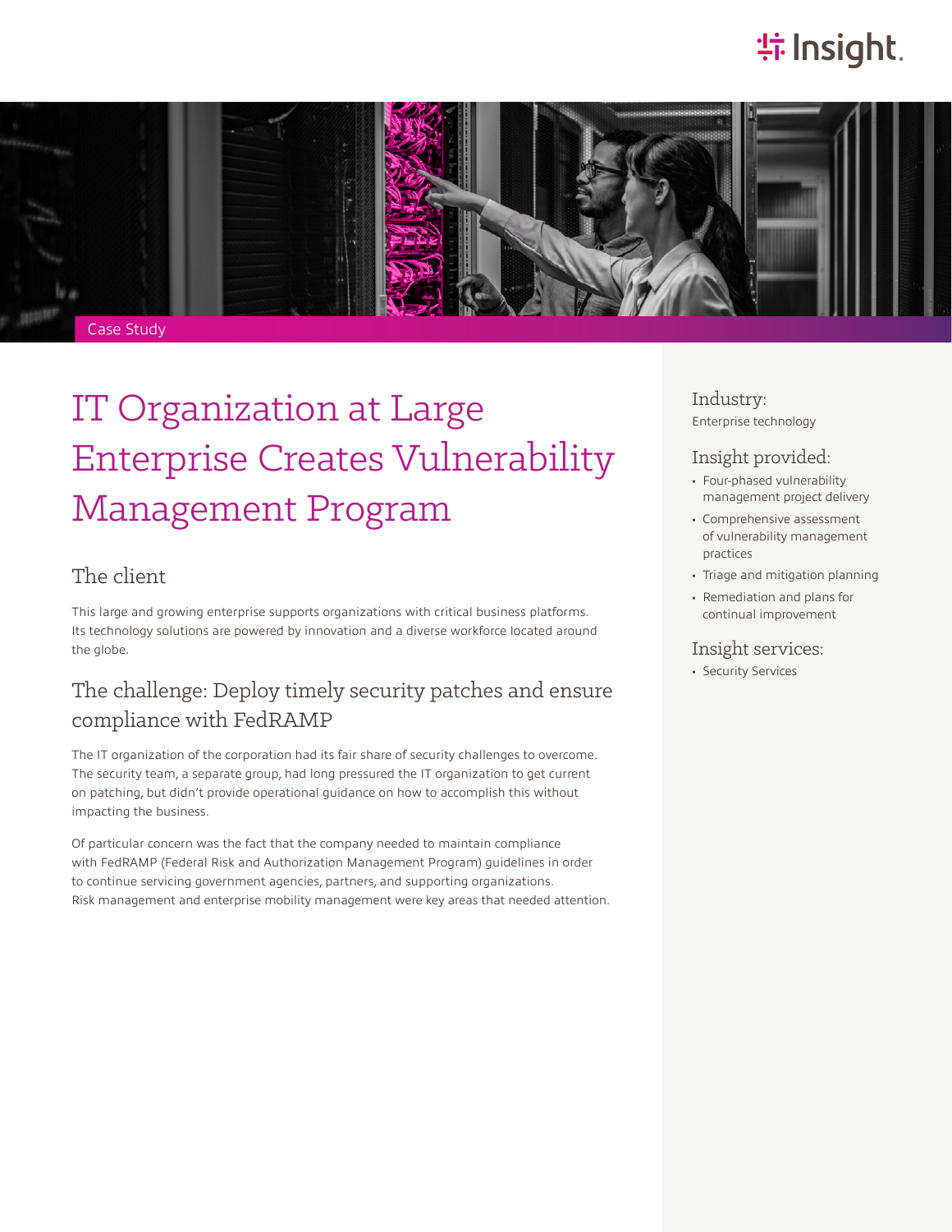Case Study

# IT Organization at Large Enterprise Creates Vulnerability Management Program

## The client

This large and growing enterprise supports organizations with critical business platforms. Its technology solutions are powered by innovation and a diverse workforce located around the globe.

## The challenge: Deploy timely security patches and ensure compliance with FedRAMP

The IT organization of the corporation had its fair share of security challenges to overcome. The security team, a separate group, had long pressured the IT organization to get current on patching, but didn't provide operational guidance on how to accomplish this without impacting the business.

Of particular concern was the fact that the company needed to maintain compliance with FedRAMP (Federal Risk and Authorization Management Program) guidelines in order to continue servicing government agencies, partners, and supporting organizations. Risk management and enterprise mobility management were key areas that needed attention.

### Industry:

Enterprise technology

### Insight provided:

- Four-phased vulnerability management project delivery
- Comprehensive assessment of vulnerability management practices
- Triage and mitigation planning
- Remediation and plans for continual improvement

### Insight services:

- Security Services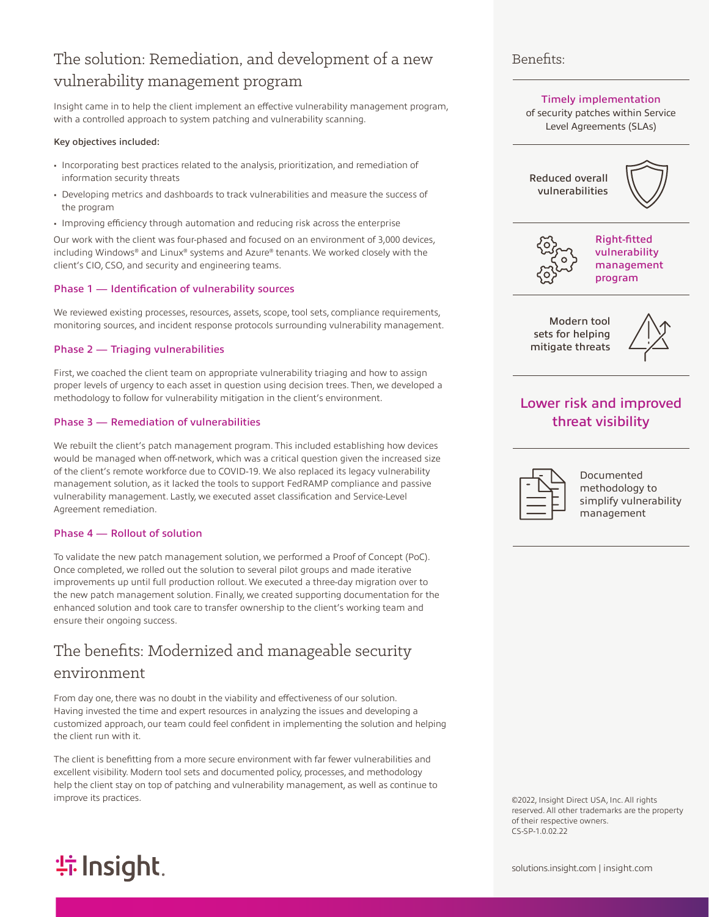## The solution: Remediation, and development of a new vulnerability management program

Insight came in to help the client implement an effective vulnerability management program, with a controlled approach to system patching and vulnerability scanning.

**Key objectives included:**

- Incorporating best practices related to the analysis, prioritization, and remediation of information security threats
- Developing metrics and dashboards to track vulnerabilities and measure the success of the program
- Improving efficiency through automation and reducing risk across the enterprise

Our work with the client was four-phased and focused on an environment of 3,000 devices, including Windows® and Linux® systems and Azure® tenants. We worked closely with the client's CIO, CSO, and security and engineering teams.

### Phase 1 — Identification of vulnerability sources

We reviewed existing processes, resources, assets, scope, tool sets, compliance requirements, monitoring sources, and incident response protocols surrounding vulnerability management.

### Phase 2 — Triaging vulnerabilities

First, we coached the client team on appropriate vulnerability triaging and how to assign proper levels of urgency to each asset in question using decision trees. Then, we developed a methodology to follow for vulnerability mitigation in the client's environment.

### Phase 3 — Remediation of vulnerabilities

We rebuilt the client's patch management program. This included establishing how devices would be managed when off-network, which was a critical question given the increased size of the client's remote workforce due to COVID-19. We also replaced its legacy vulnerability management solution, as it lacked the tools to support FedRAMP compliance and passive vulnerability management. Lastly, we executed asset classification and Service-Level Agreement remediation.

### Phase 4 — Rollout of solution

To validate the new patch management solution, we performed a Proof of Concept (PoC). Once completed, we rolled out the solution to several pilot groups and made iterative improvements up until full production rollout. We executed a three-day migration over to the new patch management solution. Finally, we created supporting documentation for the enhanced solution and took care to transfer ownership to the client's working team and ensure their ongoing success.

## The benefits: Modernized and manageable security environment

From day one, there was no doubt in the viability and effectiveness of our solution. Having invested the time and expert resources in analyzing the issues and developing a customized approach, our team could feel confident in implementing the solution and helping the client run with it.

The client is benefitting from a more secure environment with far fewer vulnerabilities and excellent visibility. Modern tool sets and documented policy, processes, and methodology help the client stay on top of patching and vulnerability management, as well as continue to improve its practices.

## Benefits:

**Timely implementation** of security patches within Service Level Agreements (SLAs)

Reduced overall vulnerabilities

**Right-fitted vulnerability management program**

Modern tool sets for helping mitigate threats

**Lower risk and improved threat visibility**

Documented methodology to simplify vulnerability management

©2022, Insight Direct USA, Inc. All rights reserved. All other trademarks are the property of their respective owners.
CS-SP-1.0.02.22

Insight.

solutions.insight.com | insight.com